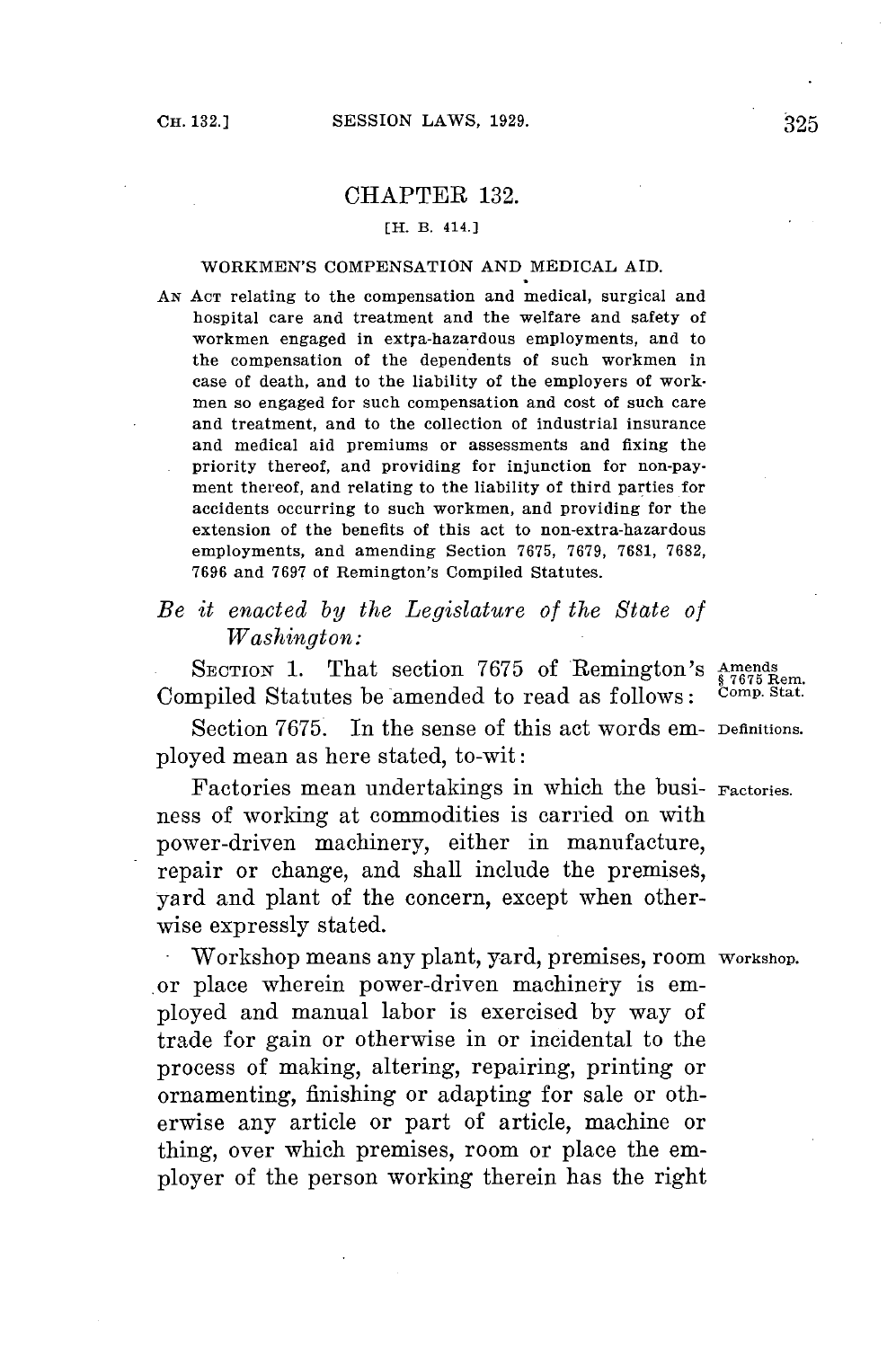# CHAPTER 132.

[H. B. 414.]

WORKMEN'S COMPENSATION AND MEDICAL AID.

AN ACT relating to the compensation and medical, surgical and hospital care and treatment and the welfare and safety of workmen engaged in extra-hazardous employments, and to the compensation of the dependents of such workmen in case of death, and to the liability of the employers of workmen so engaged for such compensation and cost of such care and treatment, and to the collection of industrial insurance and medical aid premiums or assessments and fixing the priority thereof, and providing for injunction for non-payment thereof, and relating to the liability of third parties for accidents occurring to such workmen, and providing for the extension of the benefits of this act to non-extra-hazardous employments, and amending Section 7675, 7679, 7681, 7682, 7696 and 7697 of Remington's Compiled Statutes.

*Be it enacted by the Legislature of the State of Washington:*

SECTION 1. That section 7675 of Remington's Compiled Statutes be amended to read as follows: Amends § 7675 Rem. Comp. Stat.

Section 7675. In the sense of this act words employed mean as here stated, to-wit: Definitions.

Factories mean undertakings in which the business of working at commodities is carried on with power-driven machinery, either in manufacture, repair or change, and shall include the premises, yard and plant of the concern, except when otherwise expressly stated. Factories.

Workshop means any plant, yard, premises, room or place wherein power-driven machinery is employed and manual labor is exercised by way of trade for gain or otherwise in or incidental to the process of making, altering, repairing, printing or ornamenting, finishing or adapting for sale or otherwise any article or part of article, machine or thing, over which premises, room or place the employer of the person working therein has the right Workshop.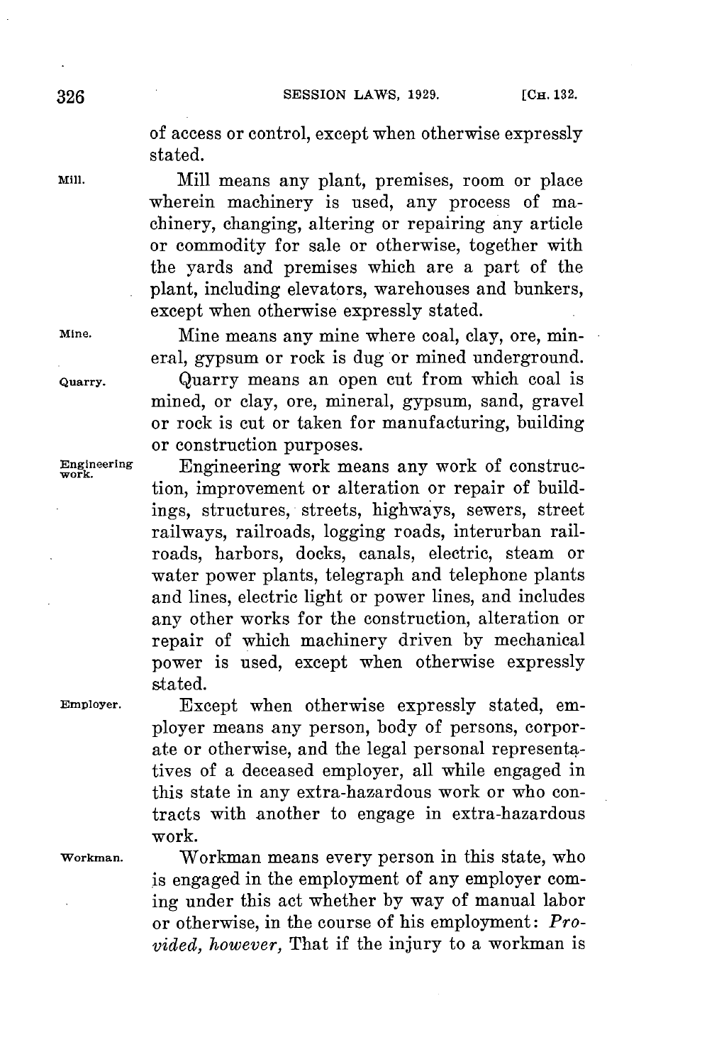of access or control, except when otherwise expressly stated.

Mill. Mill means any plant, premises, room or place wherein machinery is used, any process of machinery, changing, altering or repairing any article or commodity for sale or otherwise, together with the yards and premises which are a part of the plant, including elevators, warehouses and bunkers, except when otherwise expressly stated.

Mine. Mine means any mine where coal, clay, ore, mineral, gypsum or rock is dug or mined underground.

Quarry. Quarry means an open cut from which coal is mined, or clay, ore, mineral, gypsum, sand, gravel or rock is cut or taken for manufacturing, building or construction purposes.

Engineering work. Engineering work means any work of construction, improvement or alteration or repair of buildings, structures, streets, highways, sewers, street railways, railroads, logging roads, interurban railroads, harbors, docks, canals, electric, steam or water power plants, telegraph and telephone plants and lines, electric light or power lines, and includes any other works for the construction, alteration or repair of which machinery driven by mechanical power is used, except when otherwise expressly stated.

Employer. Except when otherwise expressly stated, employer means any person, body of persons, corporate or otherwise, and the legal personal representatives of a deceased employer, all while engaged in this state in any extra-hazardous work or who contracts with another to engage in extra-hazardous work.

Workman. Workman means every person in this state, who is engaged in the employment of any employer coming under this act whether by way of manual labor or otherwise, in the course of his employment: *Provided, however,* That if the injury to a workman is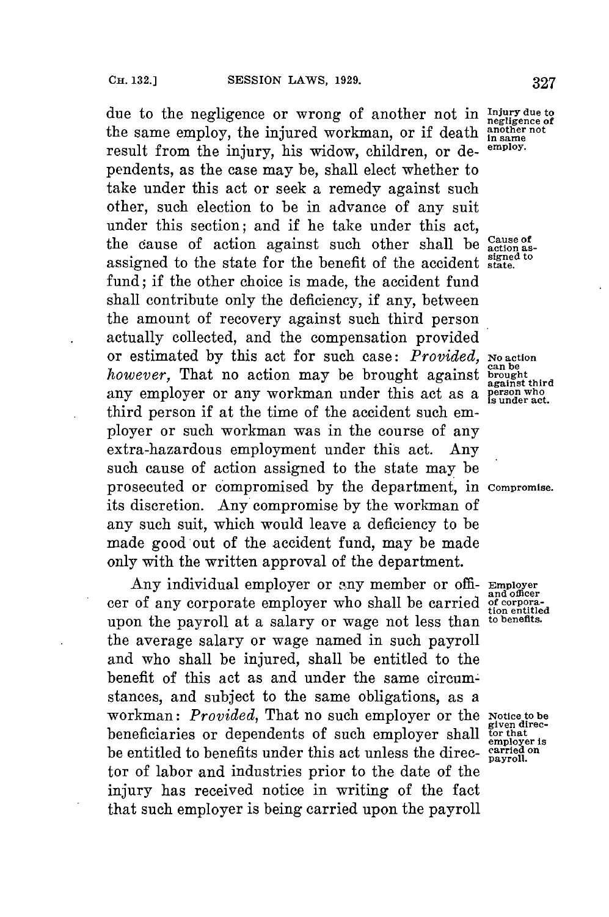due to the negligence or wrong of another not in the same employ, the injured workman, or if death result from the injury, his widow, children, or dependents, as the case may be, shall elect whether to take under this act or seek a remedy against such other, such election to be in advance of any suit under this section; and if he take under this act, the cause of action against such other shall be assigned to the state for the benefit of the accident fund; if the other choice is made, the accident fund shall contribute only the deficiency, if any, between the amount of recovery against such third person actually collected, and the compensation provided or estimated by this act for such case: *Provided, however,* That no action may be brought against any employer or any workman under this act as a third person if at the time of the accident such employer or such workman was in the course of any extra-hazardous employment under this act. Any such cause of action assigned to the state may be prosecuted or compromised by the department, in its discretion. Any compromise by the workman of any such suit, which would leave a deficiency to be made good out of the accident fund, may be made only with the written approval of the department.

Injury due to negligence of another not in same employ.

Cause of action assigned to state.

No action can be brought against third person who is under act.

Compromise.

Any individual employer or any member or officer of any corporate employer who shall be carried upon the payroll at a salary or wage not less than the average salary or wage named in such payroll and who shall be injured, shall be entitled to the benefit of this act as and under the same circumstances, and subject to the same obligations, as a workman: *Provided,* That no such employer or the beneficiaries or dependents of such employer shall be entitled to benefits under this act unless the director of labor and industries prior to the date of the injury has received notice in writing of the fact that such employer is being carried upon the payroll

Employer and officer of corporation entitled to benefits.

Notice to be given director that employer is carried on payroll.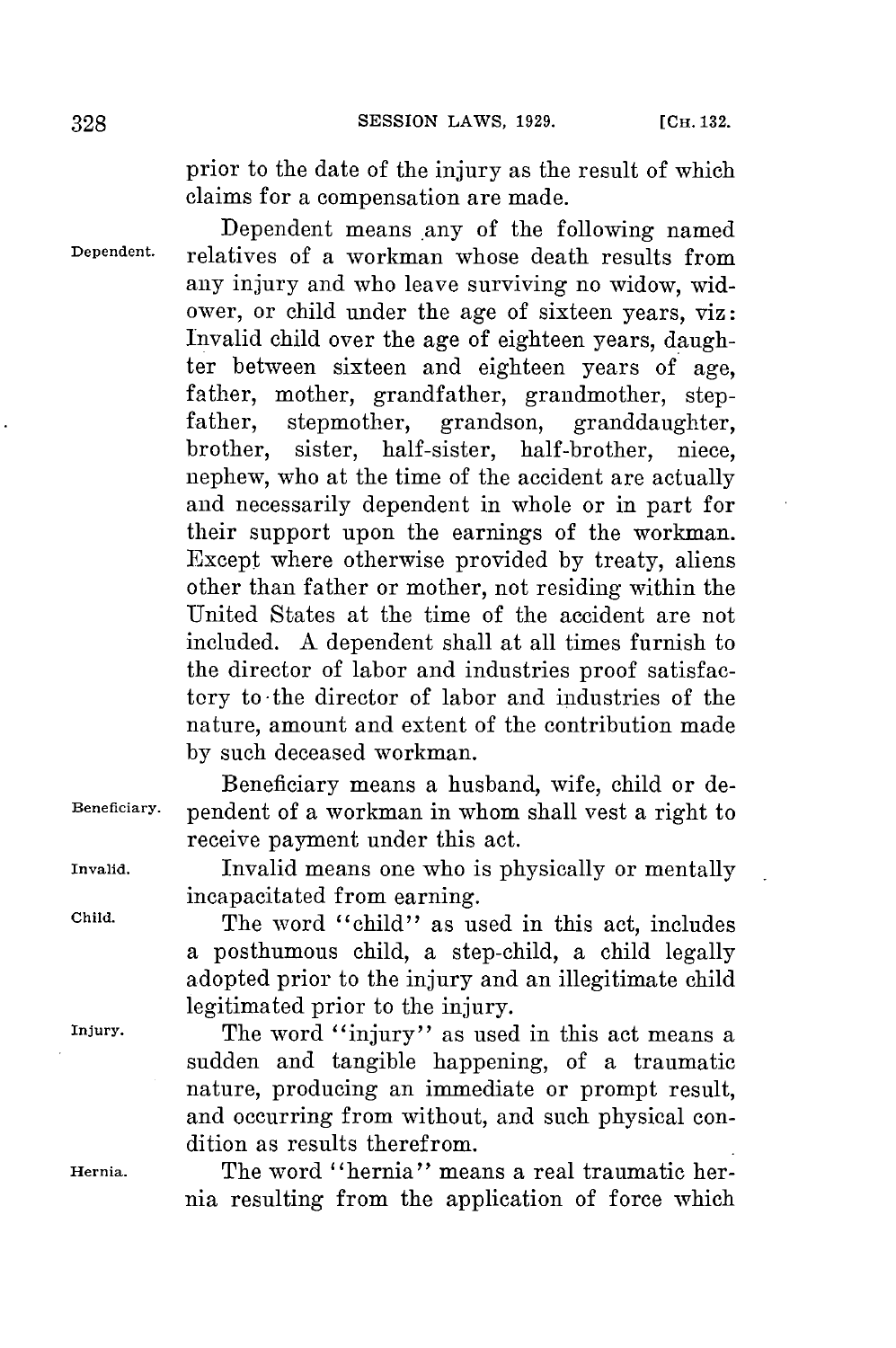prior to the date of the injury as the result of which claims for a compensation are made.

Dependent. Dependent means any of the following named relatives of a workman whose death results from any injury and who leave surviving no widow, widower, or child under the age of sixteen years, viz: Invalid child over the age of eighteen years, daughter between sixteen and eighteen years of age, father, mother, grandfather, grandmother, stepfather, stepmother, grandson, granddaughter, brother, sister, half-sister, half-brother, niece, nephew, who at the time of the accident are actually and necessarily dependent in whole or in part for their support upon the earnings of the workman. Except where otherwise provided by treaty, aliens other than father or mother, not residing within the United States at the time of the accident are not included. A dependent shall at all times furnish to the director of labor and industries proof satisfactory to the director of labor and industries of the nature, amount and extent of the contribution made by such deceased workman.

Beneficiary. Beneficiary means a husband, wife, child or dependent of a workman in whom shall vest a right to receive payment under this act.

Invalid. Invalid means one who is physically or mentally incapacitated from earning.

Child. The word "child" as used in this act, includes a posthumous child, a step-child, a child legally adopted prior to the injury and an illegitimate child legitimated prior to the injury.

Injury. The word "injury" as used in this act means a sudden and tangible happening, of a traumatic nature, producing an immediate or prompt result, and occurring from without, and such physical condition as results therefrom.

Hernia. The word "hernia" means a real traumatic hernia resulting from the application of force which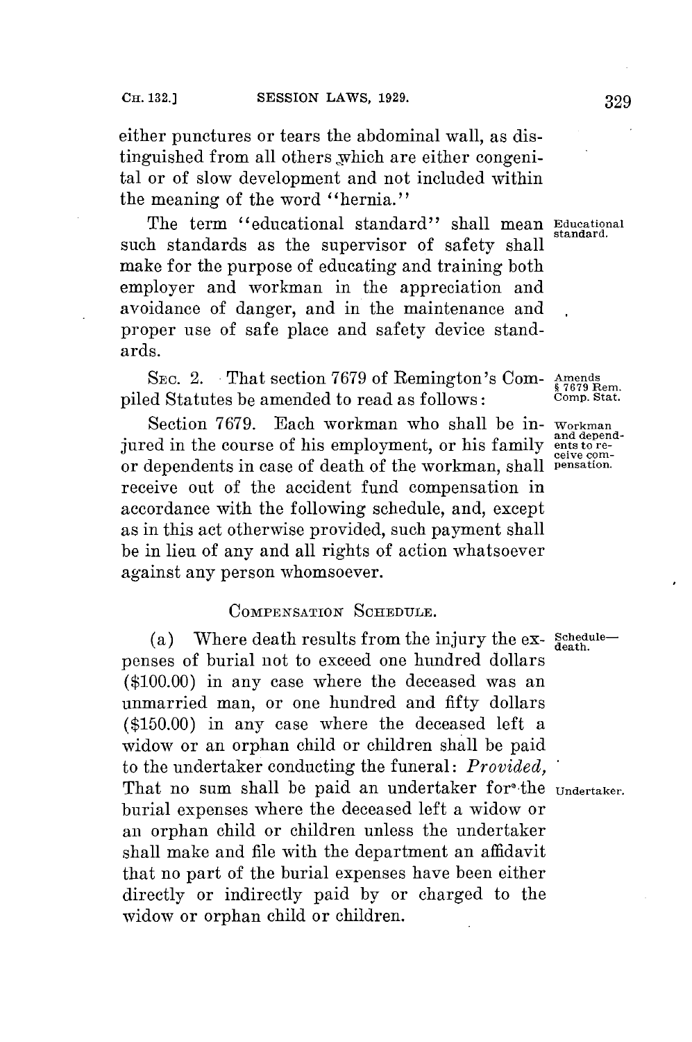either punctures or tears the abdominal wall, as distinguished from all others which are either congenital or of slow development and not included within the meaning of the word "hernia."

The term "educational standard" shall mean such standards as the supervisor of safety shall make for the purpose of educating and training both employer and workman in the appreciation and avoidance of danger, and in the maintenance and proper use of safe place and safety device standards.

Educational standard.

SEC. 2. That section 7679 of Remington's Compiled Statutes be amended to read as follows:

Amends § 7679 Rem. Comp. Stat.

Section 7679. Each workman who shall be injured in the course of his employment, or his family or dependents in case of death of the workman, shall receive out of the accident fund compensation in accordance with the following schedule, and, except as in this act otherwise provided, such payment shall be in lieu of any and all rights of action whatsoever against any person whomsoever.

Workman and dependents to receive compensation.

COMPENSATION SCHEDULE.

(a) Where death results from the injury the expenses of burial not to exceed one hundred dollars ($100.00) in any case where the deceased was an unmarried man, or one hundred and fifty dollars ($150.00) in any case where the deceased left a widow or an orphan child or children shall be paid to the undertaker conducting the funeral: *Provided,* That no sum shall be paid an undertaker for the burial expenses where the deceased left a widow or an orphan child or children unless the undertaker shall make and file with the department an affidavit that no part of the burial expenses have been either directly or indirectly paid by or charged to the widow or orphan child or children.

Schedule—death.

Undertaker.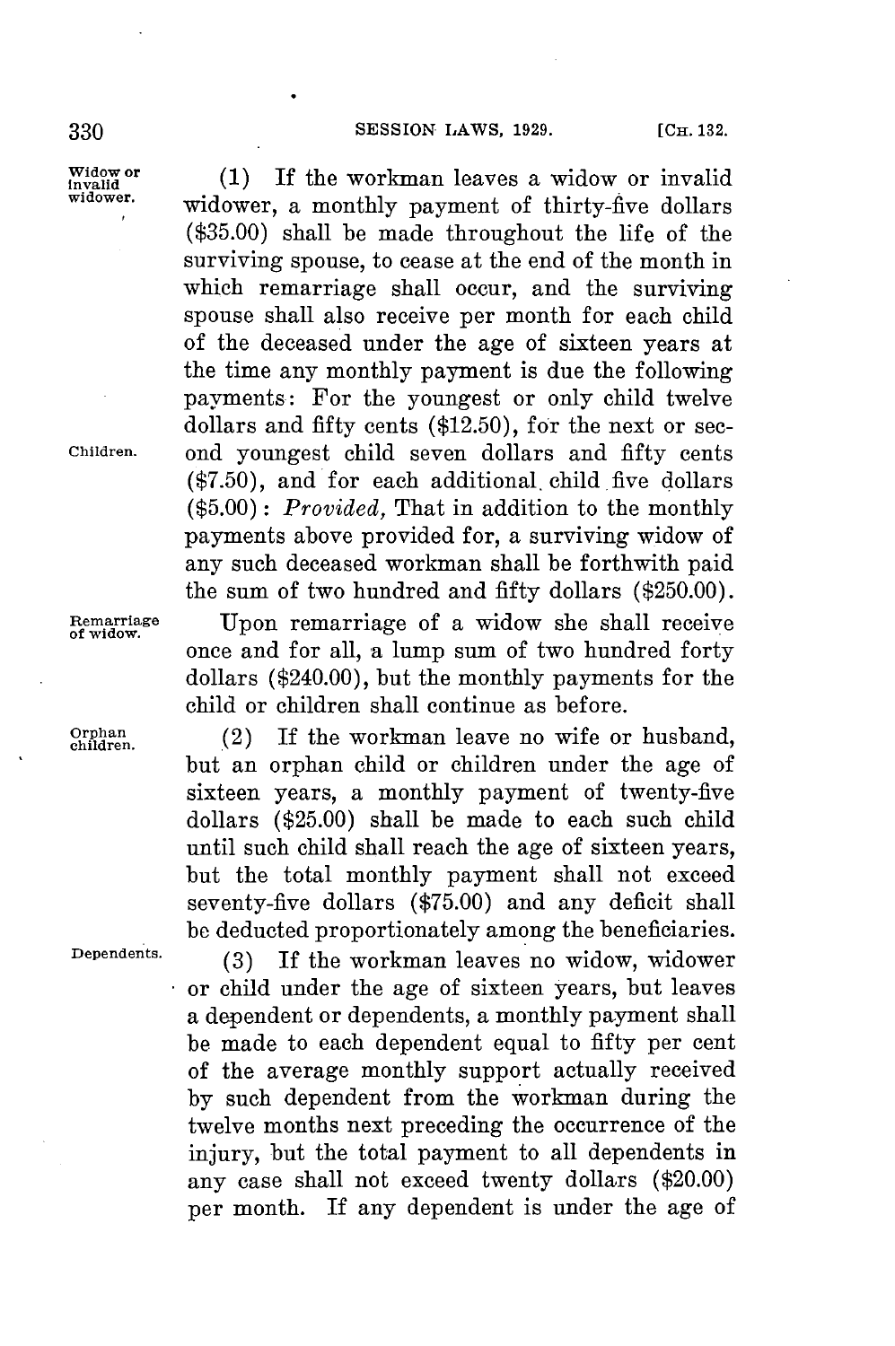**Widow or invalid widower.** (1) If the workman leaves a widow or invalid widower, a monthly payment of thirty-five dollars ($35.00) shall be made throughout the life of the surviving spouse, to cease at the end of the month in which remarriage shall occur, and the surviving spouse shall also receive per month for each child of the deceased under the age of sixteen years at the time any monthly payment is due the following payments: For the youngest or only child twelve dollars and fifty cents ($12.50), for the next or second youngest child seven dollars and fifty cents ($7.50), and for each additional child five dollars ($5.00): *Provided,* That in addition to the monthly payments above provided for, a surviving widow of any such deceased workman shall be forthwith paid the sum of two hundred and fifty dollars ($250.00).

**Children.**

**Remarriage of widow.** Upon remarriage of a widow she shall receive once and for all, a lump sum of two hundred forty dollars ($240.00), but the monthly payments for the child or children shall continue as before.

**Orphan children.** (2) If the workman leave no wife or husband, but an orphan child or children under the age of sixteen years, a monthly payment of twenty-five dollars ($25.00) shall be made to each such child until such child shall reach the age of sixteen years, but the total monthly payment shall not exceed seventy-five dollars ($75.00) and any deficit shall be deducted proportionately among the beneficiaries.

**Dependents.** (3) If the workman leaves no widow, widower or child under the age of sixteen years, but leaves a dependent or dependents, a monthly payment shall be made to each dependent equal to fifty per cent of the average monthly support actually received by such dependent from the workman during the twelve months next preceding the occurrence of the injury, but the total payment to all dependents in any case shall not exceed twenty dollars ($20.00) per month. If any dependent is under the age of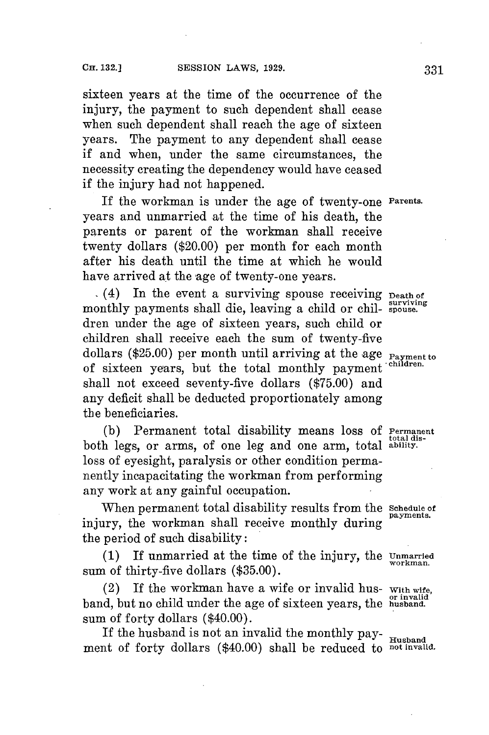sixteen years at the time of the occurrence of the injury, the payment to such dependent shall cease when such dependent shall reach the age of sixteen years. The payment to any dependent shall cease if and when, under the same circumstances, the necessity creating the dependency would have ceased if the injury had not happened.

Parents. If the workman is under the age of twenty-one years and unmarried at the time of his death, the parents or parent of the workman shall receive twenty dollars ($20.00) per month for each month after his death until the time at which he would have arrived at the age of twenty-one years.

Death of surviving spouse. (4) In the event a surviving spouse receiving monthly payments shall die, leaving a child or children under the age of sixteen years, such child or children shall receive each the sum of twenty-five dollars ($25.00) per month until arriving at the age of sixteen years, but the total monthly payment shall not exceed seventy-five dollars ($75.00) and any deficit shall be deducted proportionately among the beneficiaries. Payment to children.

Permanent total disability. (b) Permanent total disability means loss of both legs, or arms, of one leg and one arm, total loss of eyesight, paralysis or other condition permanently incapacitating the workman from performing any work at any gainful occupation.

Schedule of payments. When permanent total disability results from the injury, the workman shall receive monthly during the period of such disability:

Unmarried workman. (1) If unmarried at the time of the injury, the sum of thirty-five dollars ($35.00).

With wife, or invalid husband. (2) If the workman have a wife or invalid husband, but no child under the age of sixteen years, the sum of forty dollars ($40.00).

Husband not invalid. If the husband is not an invalid the monthly payment of forty dollars ($40.00) shall be reduced to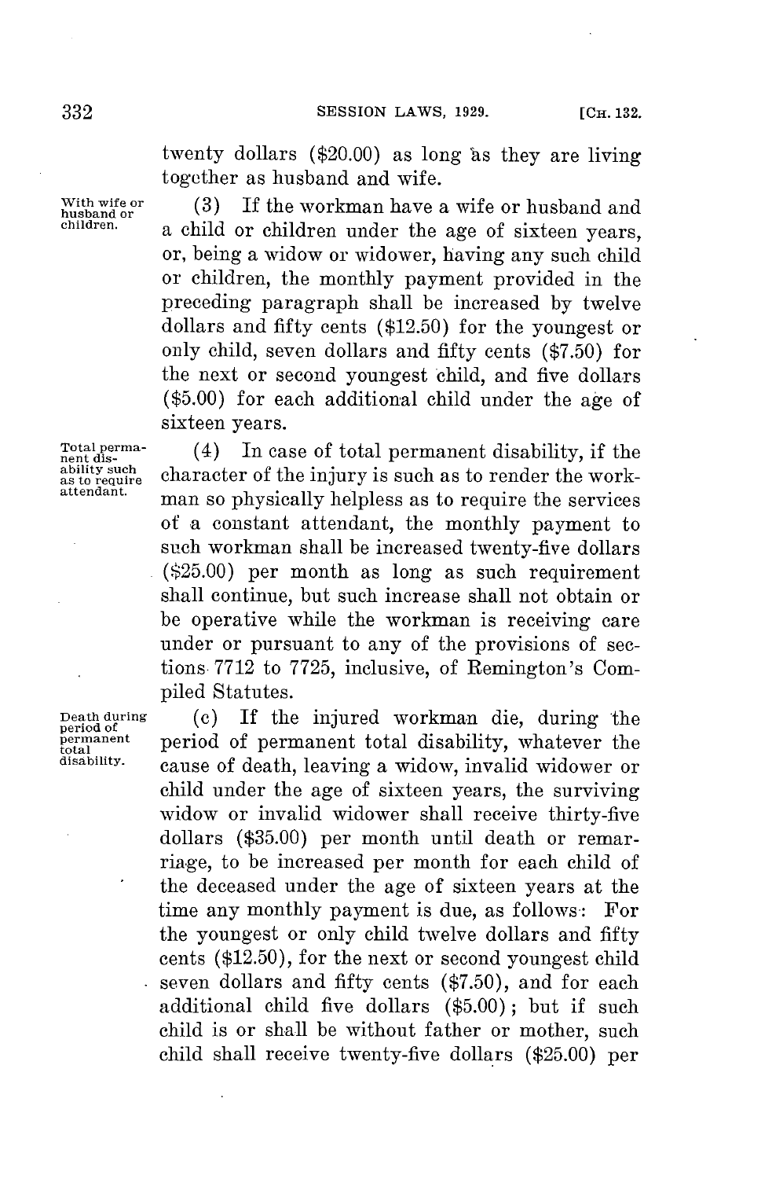twenty dollars ($20.00) as long as they are living together as husband and wife.

With wife or husband or children.

(3) If the workman have a wife or husband and a child or children under the age of sixteen years, or, being a widow or widower, having any such child or children, the monthly payment provided in the preceding paragraph shall be increased by twelve dollars and fifty cents ($12.50) for the youngest or only child, seven dollars and fifty cents ($7.50) for the next or second youngest child, and five dollars ($5.00) for each additional child under the age of sixteen years.

Total permanent disability such as to require attendant.

(4) In case of total permanent disability, if the character of the injury is such as to render the workman so physically helpless as to require the services of a constant attendant, the monthly payment to such workman shall be increased twenty-five dollars ($25.00) per month as long as such requirement shall continue, but such increase shall not obtain or be operative while the workman is receiving care under or pursuant to any of the provisions of sections 7712 to 7725, inclusive, of Remington's Compiled Statutes.

Death during period of permanent total disability.

(c) If the injured workman die, during the period of permanent total disability, whatever the cause of death, leaving a widow, invalid widower or child under the age of sixteen years, the surviving widow or invalid widower shall receive thirty-five dollars ($35.00) per month until death or remarriage, to be increased per month for each child of the deceased under the age of sixteen years at the time any monthly payment is due, as follows: For the youngest or only child twelve dollars and fifty cents ($12.50), for the next or second youngest child seven dollars and fifty cents ($7.50), and for each additional child five dollars ($5.00); but if such child is or shall be without father or mother, such child shall receive twenty-five dollars ($25.00) per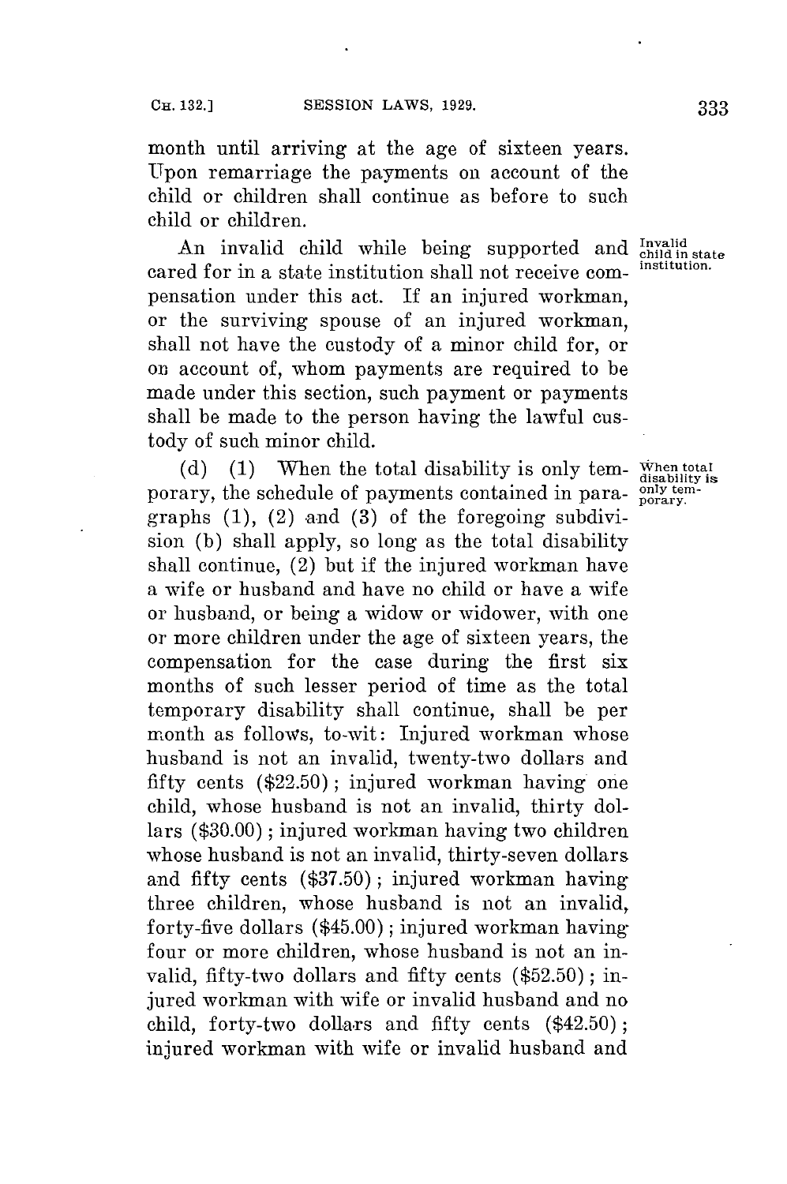month until arriving at the age of sixteen years. Upon remarriage the payments on account of the child or children shall continue as before to such child or children.

Invalid child in state institution.

An invalid child while being supported and cared for in a state institution shall not receive compensation under this act. If an injured workman, or the surviving spouse of an injured workman, shall not have the custody of a minor child for, or on account of, whom payments are required to be made under this section, such payment or payments shall be made to the person having the lawful custody of such minor child.

When total disability is only temporary.

(d) (1) When the total disability is only temporary, the schedule of payments contained in paragraphs (1), (2) and (3) of the foregoing subdivision (b) shall apply, so long as the total disability shall continue, (2) but if the injured workman have a wife or husband and have no child or have a wife or husband, or being a widow or widower, with one or more children under the age of sixteen years, the compensation for the case during the first six months of such lesser period of time as the total temporary disability shall continue, shall be per month as follows, to-wit: Injured workman whose husband is not an invalid, twenty-two dollars and fifty cents ($22.50); injured workman having one child, whose husband is not an invalid, thirty dollars ($30.00); injured workman having two children whose husband is not an invalid, thirty-seven dollars and fifty cents ($37.50); injured workman having three children, whose husband is not an invalid, forty-five dollars ($45.00); injured workman having four or more children, whose husband is not an invalid, fifty-two dollars and fifty cents ($52.50); injured workman with wife or invalid husband and no child, forty-two dollars and fifty cents ($42.50); injured workman with wife or invalid husband and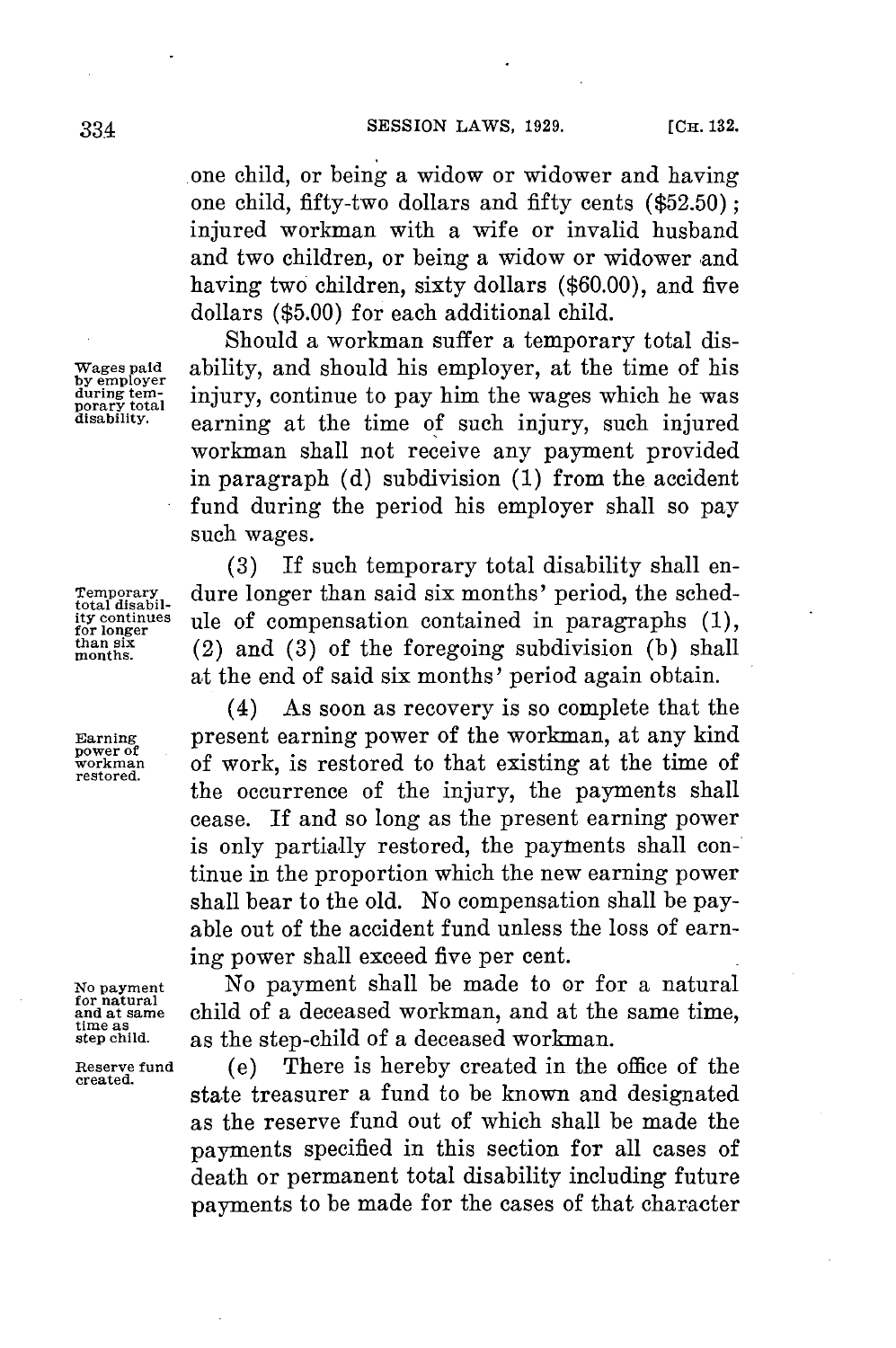one child, or being a widow or widower and having one child, fifty-two dollars and fifty cents ($52.50); injured workman with a wife or invalid husband and two children, or being a widow or widower and having two children, sixty dollars ($60.00), and five dollars ($5.00) for each additional child.

Wages paid by employer during temporary total disability.

Should a workman suffer a temporary total disability, and should his employer, at the time of his injury, continue to pay him the wages which he was earning at the time of such injury, such injured workman shall not receive any payment provided in paragraph (d) subdivision (1) from the accident fund during the period his employer shall so pay such wages.

Temporary total disability continues for longer than six months.

(3) If such temporary total disability shall endure longer than said six months' period, the schedule of compensation contained in paragraphs (1), (2) and (3) of the foregoing subdivision (b) shall at the end of said six months' period again obtain.

Earning power of workman restored.

(4) As soon as recovery is so complete that the present earning power of the workman, at any kind of work, is restored to that existing at the time of the occurrence of the injury, the payments shall cease. If and so long as the present earning power is only partially restored, the payments shall continue in the proportion which the new earning power shall bear to the old. No compensation shall be payable out of the accident fund unless the loss of earning power shall exceed five per cent.

No payment for natural and at same time as step child.

No payment shall be made to or for a natural child of a deceased workman, and at the same time, as the step-child of a deceased workman.

Reserve fund created.

(e) There is hereby created in the office of the state treasurer a fund to be known and designated as the reserve fund out of which shall be made the payments specified in this section for all cases of death or permanent total disability including future payments to be made for the cases of that character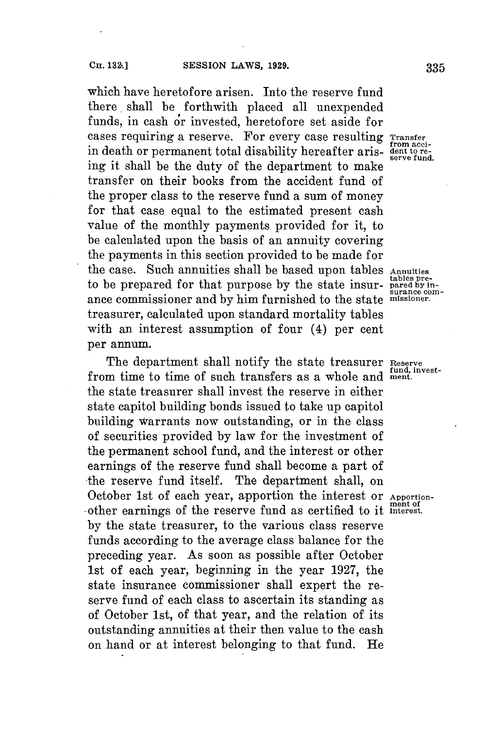which have heretofore arisen. Into the reserve fund there shall be forthwith placed all unexpended funds, in cash or invested, heretofore set aside for cases requiring a reserve. For every case resulting in death or permanent total disability hereafter arising it shall be the duty of the department to make transfer on their books from the accident fund of the proper class to the reserve fund a sum of money for that case equal to the estimated present cash value of the monthly payments provided for it, to be calculated upon the basis of an annuity covering the payments in this section provided to be made for the case. Such annuities shall be based upon tables to be prepared for that purpose by the state insurance commissioner and by him furnished to the state treasurer, calculated upon standard mortality tables with an interest assumption of four (4) per cent per annum.

*Transfer from accident to reserve fund.*

*Annuities tables prepared by insurance commissioner.*

The department shall notify the state treasurer from time to time of such transfers as a whole and the state treasurer shall invest the reserve in either state capitol building bonds issued to take up capitol building warrants now outstanding, or in the class of securities provided by law for the investment of the permanent school fund, and the interest or other earnings of the reserve fund shall become a part of the reserve fund itself. The department shall, on October 1st of each year, apportion the interest or other earnings of the reserve fund as certified to it by the state treasurer, to the various class reserve funds according to the average class balance for the preceding year. As soon as possible after October 1st of each year, beginning in the year 1927, the state insurance commissioner shall expert the reserve fund of each class to ascertain its standing as of October 1st, of that year, and the relation of its outstanding annuities at their then value to the cash on hand or at interest belonging to that fund. He

*Reserve fund, investment.*

*Apportionment of interest.*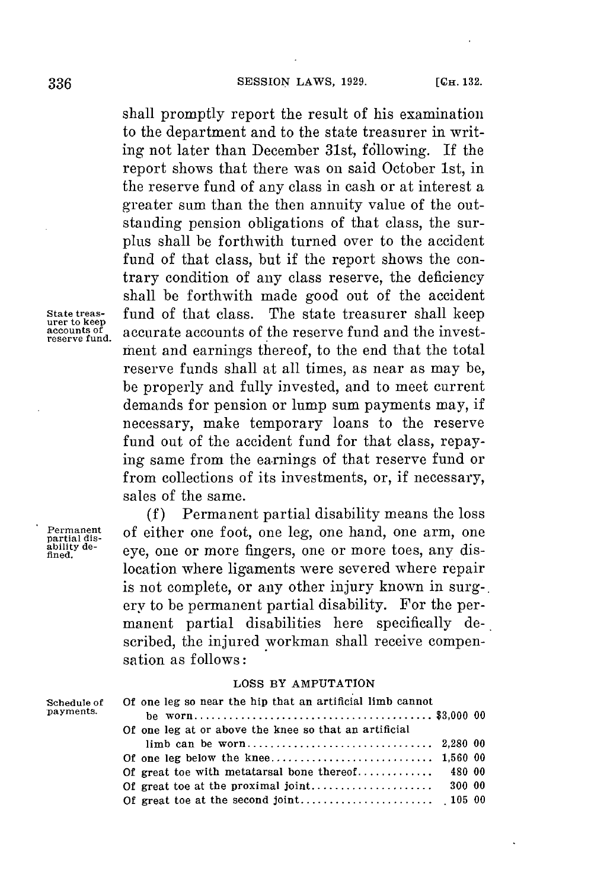shall promptly report the result of his examination to the department and to the state treasurer in writing not later than December 31st, following. If the report shows that there was on said October 1st, in the reserve fund of any class in cash or at interest a greater sum than the then annuity value of the outstanding pension obligations of that class, the surplus shall be forthwith turned over to the accident fund of that class, but if the report shows the contrary condition of any class reserve, the deficiency shall be forthwith made good out of the accident fund of that class. The state treasurer shall keep accurate accounts of the reserve fund and the investment and earnings thereof, to the end that the total reserve funds shall at all times, as near as may be, be properly and fully invested, and to meet current demands for pension or lump sum payments may, if necessary, make temporary loans to the reserve fund out of the accident fund for that class, repaying same from the earnings of that reserve fund or from collections of its investments, or, if necessary, sales of the same.

State treasurer to keep accounts of reserve fund.

(f) Permanent partial disability means the loss of either one foot, one leg, one hand, one arm, one eye, one or more fingers, one or more toes, any dislocation where ligaments were severed where repair is not complete, or any other injury known in surgery to be permanent partial disability. For the permanent partial disabilities here specifically described, the injured workman shall receive compensation as follows:

Permanent partial disability defined.

LOSS BY AMPUTATION

Schedule of payments.

| | |
|---|---|
| Of one leg so near the hip that an artificial limb cannot be worn | $3,000 00 |
| Of one leg at or above the knee so that an artificial limb can be worn | 2,280 00 |
| Of one leg below the knee | 1,560 00 |
| Of great toe with metatarsal bone thereof | 480 00 |
| Of great toe at the proximal joint | 300 00 |
| Of great toe at the second joint | 105 00 |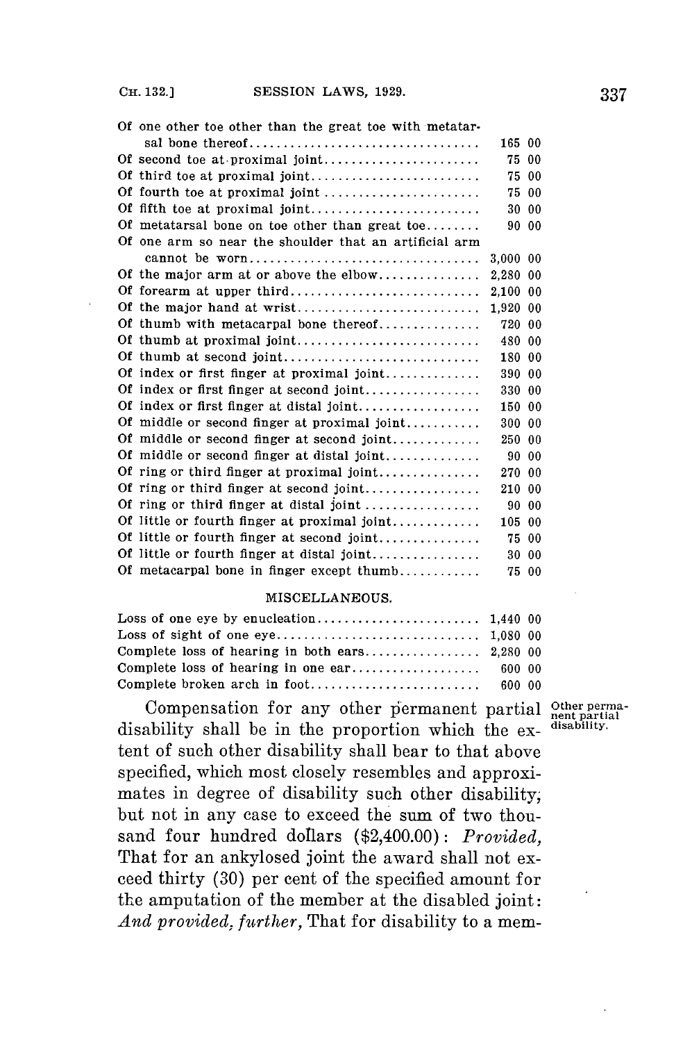| | |
|---|---|
| Of one other toe other than the great toe with metatarsal bone thereof | 165 00 |
| Of second toe at proximal joint | 75 00 |
| Of third toe at proximal joint | 75 00 |
| Of fourth toe at proximal joint | 75 00 |
| Of fifth toe at proximal joint | 30 00 |
| Of metatarsal bone on toe other than great toe | 90 00 |
| Of one arm so near the shoulder that an artificial arm cannot be worn | 3,000 00 |
| Of the major arm at or above the elbow | 2,280 00 |
| Of forearm at upper third | 2,100 00 |
| Of the major hand at wrist | 1,920 00 |
| Of thumb with metacarpal bone thereof | 720 00 |
| Of thumb at proximal joint | 480 00 |
| Of thumb at second joint | 180 00 |
| Of index or first finger at proximal joint | 390 00 |
| Of index or first finger at second joint | 330 00 |
| Of index or first finger at distal joint | 150 00 |
| Of middle or second finger at proximal joint | 300 00 |
| Of middle or second finger at second joint | 250 00 |
| Of middle or second finger at distal joint | 90 00 |
| Of ring or third finger at proximal joint | 270 00 |
| Of ring or third finger at second joint | 210 00 |
| Of ring or third finger at distal joint | 90 00 |
| Of little or fourth finger at proximal joint | 105 00 |
| Of little or fourth finger at second joint | 75 00 |
| Of little or fourth finger at distal joint | 30 00 |
| Of metacarpal bone in finger except thumb | 75 00 |

MISCELLANEOUS.

| | |
|---|---|
| Loss of one eye by enucleation | 1,440 00 |
| Loss of sight of one eye | 1,080 00 |
| Complete loss of hearing in both ears | 2,280 00 |
| Complete loss of hearing in one ear | 600 00 |
| Complete broken arch in foot | 600 00 |

Other permanent partial disability.

Compensation for any other permanent partial disability shall be in the proportion which the extent of such other disability shall bear to that above specified, which most closely resembles and approximates in degree of disability such other disability; but not in any case to exceed the sum of two thousand four hundred dollars ($2,400.00): *Provided,* That for an ankylosed joint the award shall not exceed thirty (30) per cent of the specified amount for the amputation of the member at the disabled joint: *And provided, further,* That for disability to a mem-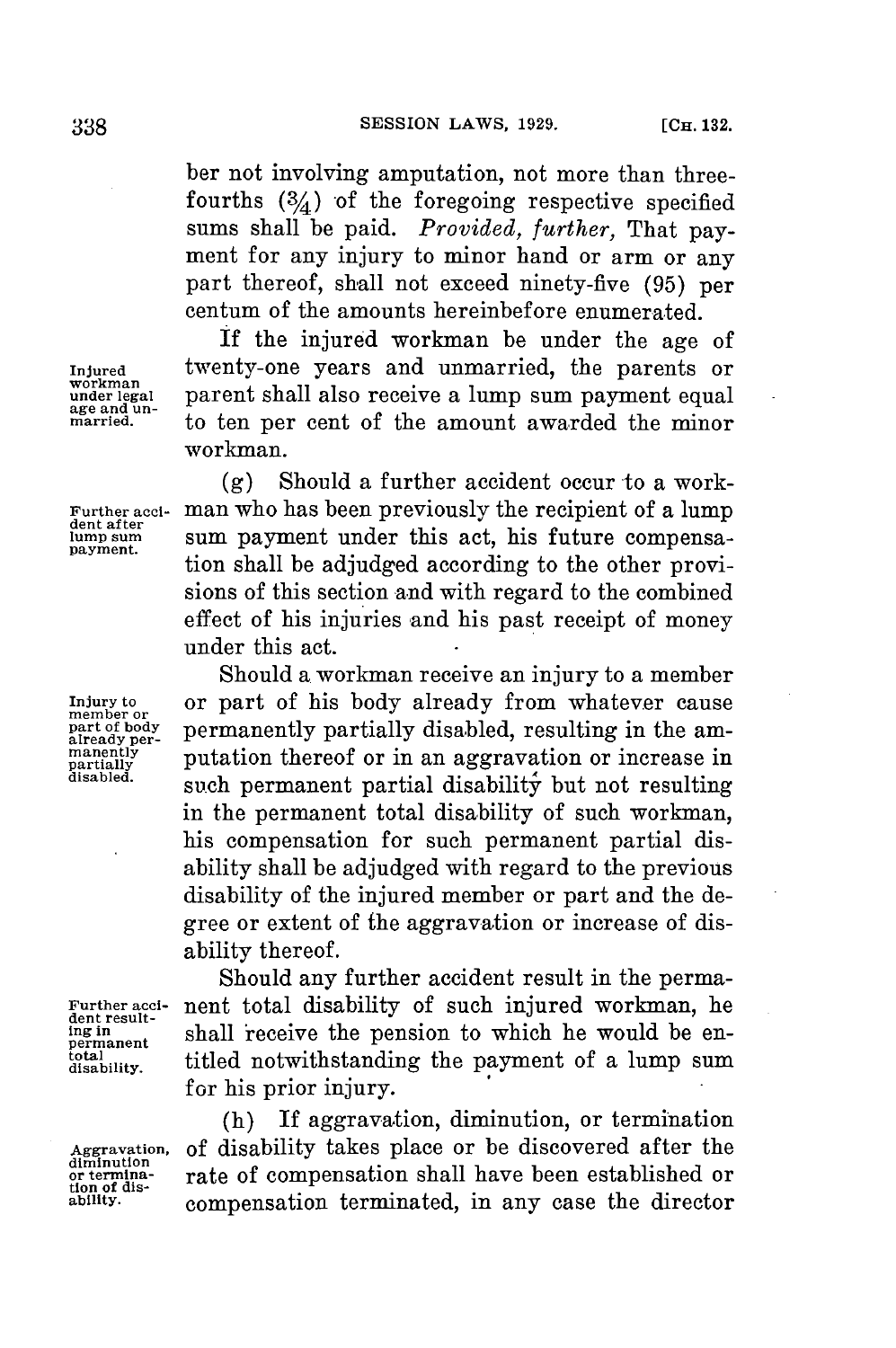ber not involving amputation, not more than three-fourths (3/4) of the foregoing respective specified sums shall be paid. *Provided, further,* That payment for any injury to minor hand or arm or any part thereof, shall not exceed ninety-five (95) per centum of the amounts hereinbefore enumerated.

Injured workman under legal age and unmarried.

If the injured workman be under the age of twenty-one years and unmarried, the parents or parent shall also receive a lump sum payment equal to ten per cent of the amount awarded the minor workman.

Further accident after lump sum payment.

(g) Should a further accident occur to a workman who has been previously the recipient of a lump sum payment under this act, his future compensation shall be adjudged according to the other provisions of this section and with regard to the combined effect of his injuries and his past receipt of money under this act.

Injury to member or part of body already permanently partially disabled.

Should a workman receive an injury to a member or part of his body already from whatever cause permanently partially disabled, resulting in the amputation thereof or in an aggravation or increase in such permanent partial disability but not resulting in the permanent total disability of such workman, his compensation for such permanent partial disability shall be adjudged with regard to the previous disability of the injured member or part and the degree or extent of the aggravation or increase of disability thereof.

Further accident resulting in permanent total disability.

Should any further accident result in the permanent total disability of such injured workman, he shall receive the pension to which he would be entitled notwithstanding the payment of a lump sum for his prior injury.

Aggravation, diminution or termination of disability.

(h) If aggravation, diminution, or termination of disability takes place or be discovered after the rate of compensation shall have been established or compensation terminated, in any case the director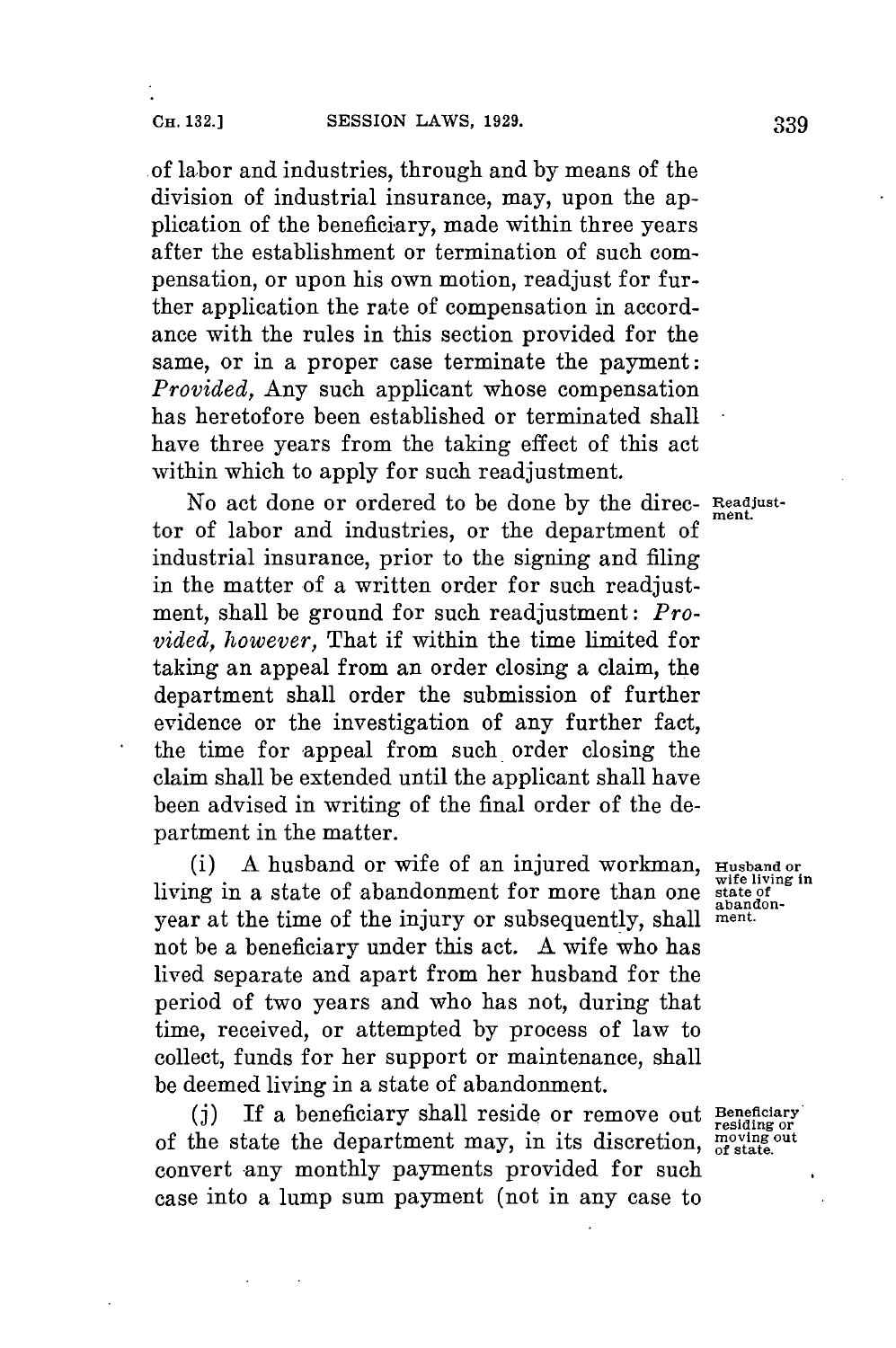of labor and industries, through and by means of the division of industrial insurance, may, upon the application of the beneficiary, made within three years after the establishment or termination of such compensation, or upon his own motion, readjust for further application the rate of compensation in accordance with the rules in this section provided for the same, or in a proper case terminate the payment: *Provided,* Any such applicant whose compensation has heretofore been established or terminated shall have three years from the taking effect of this act within which to apply for such readjustment.

Readjustment.

No act done or ordered to be done by the director of labor and industries, or the department of industrial insurance, prior to the signing and filing in the matter of a written order for such readjustment, shall be ground for such readjustment: *Provided, however,* That if within the time limited for taking an appeal from an order closing a claim, the department shall order the submission of further evidence or the investigation of any further fact, the time for appeal from such order closing the claim shall be extended until the applicant shall have been advised in writing of the final order of the department in the matter.

Husband or wife living in state of abandonment.

(i) A husband or wife of an injured workman, living in a state of abandonment for more than one year at the time of the injury or subsequently, shall not be a beneficiary under this act. A wife who has lived separate and apart from her husband for the period of two years and who has not, during that time, received, or attempted by process of law to collect, funds for her support or maintenance, shall be deemed living in a state of abandonment.

Beneficiary residing or moving out of state.

(j) If a beneficiary shall reside or remove out of the state the department may, in its discretion, convert any monthly payments provided for such case into a lump sum payment (not in any case to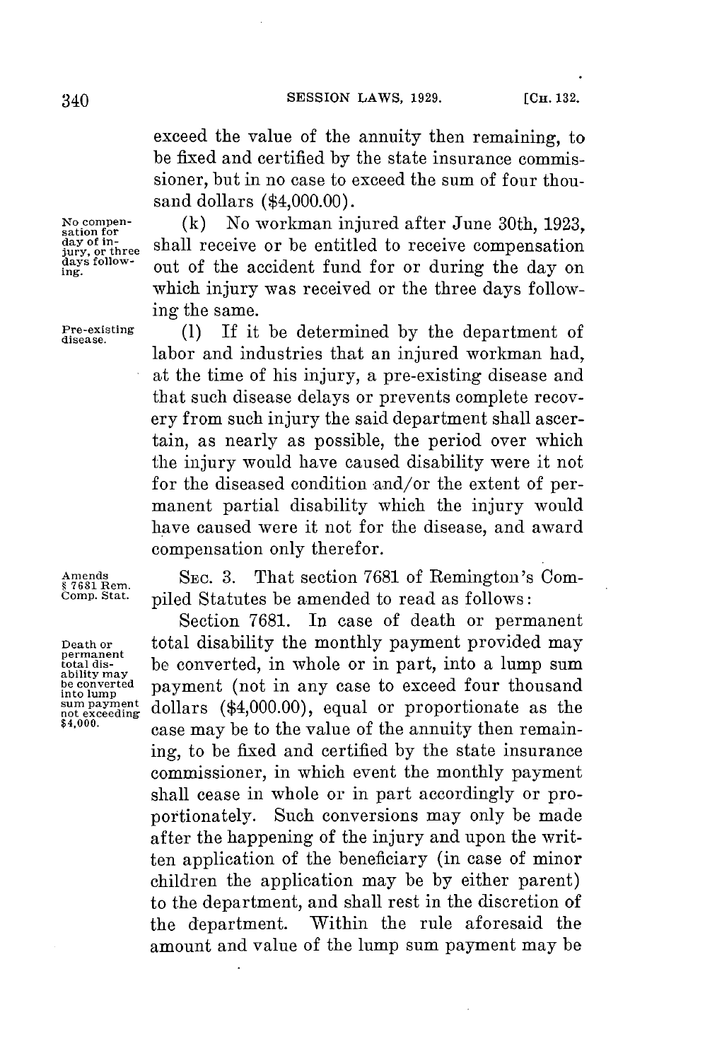exceed the value of the annuity then remaining, to be fixed and certified by the state insurance commissioner, but in no case to exceed the sum of four thousand dollars ($4,000.00).

No compensation for day of injury, or three days following.

(k) No workman injured after June 30th, 1923, shall receive or be entitled to receive compensation out of the accident fund for or during the day on which injury was received or the three days following the same.

Pre-existing disease.

(l) If it be determined by the department of labor and industries that an injured workman had, at the time of his injury, a pre-existing disease and that such disease delays or prevents complete recovery from such injury the said department shall ascertain, as nearly as possible, the period over which the injury would have caused disability were it not for the diseased condition and/or the extent of permanent partial disability which the injury would have caused were it not for the disease, and award compensation only therefor.

Amends § 7681 Rem. Comp. Stat.

SEC. 3. That section 7681 of Remington's Compiled Statutes be amended to read as follows:

Death or permanent total disability may be converted into lump sum payment not exceeding $4,000.

Section 7681. In case of death or permanent total disability the monthly payment provided may be converted, in whole or in part, into a lump sum payment (not in any case to exceed four thousand dollars ($4,000.00), equal or proportionate as the case may be to the value of the annuity then remaining, to be fixed and certified by the state insurance commissioner, in which event the monthly payment shall cease in whole or in part accordingly or proportionately. Such conversions may only be made after the happening of the injury and upon the written application of the beneficiary (in case of minor children the application may be by either parent) to the department, and shall rest in the discretion of the department. Within the rule aforesaid the amount and value of the lump sum payment may be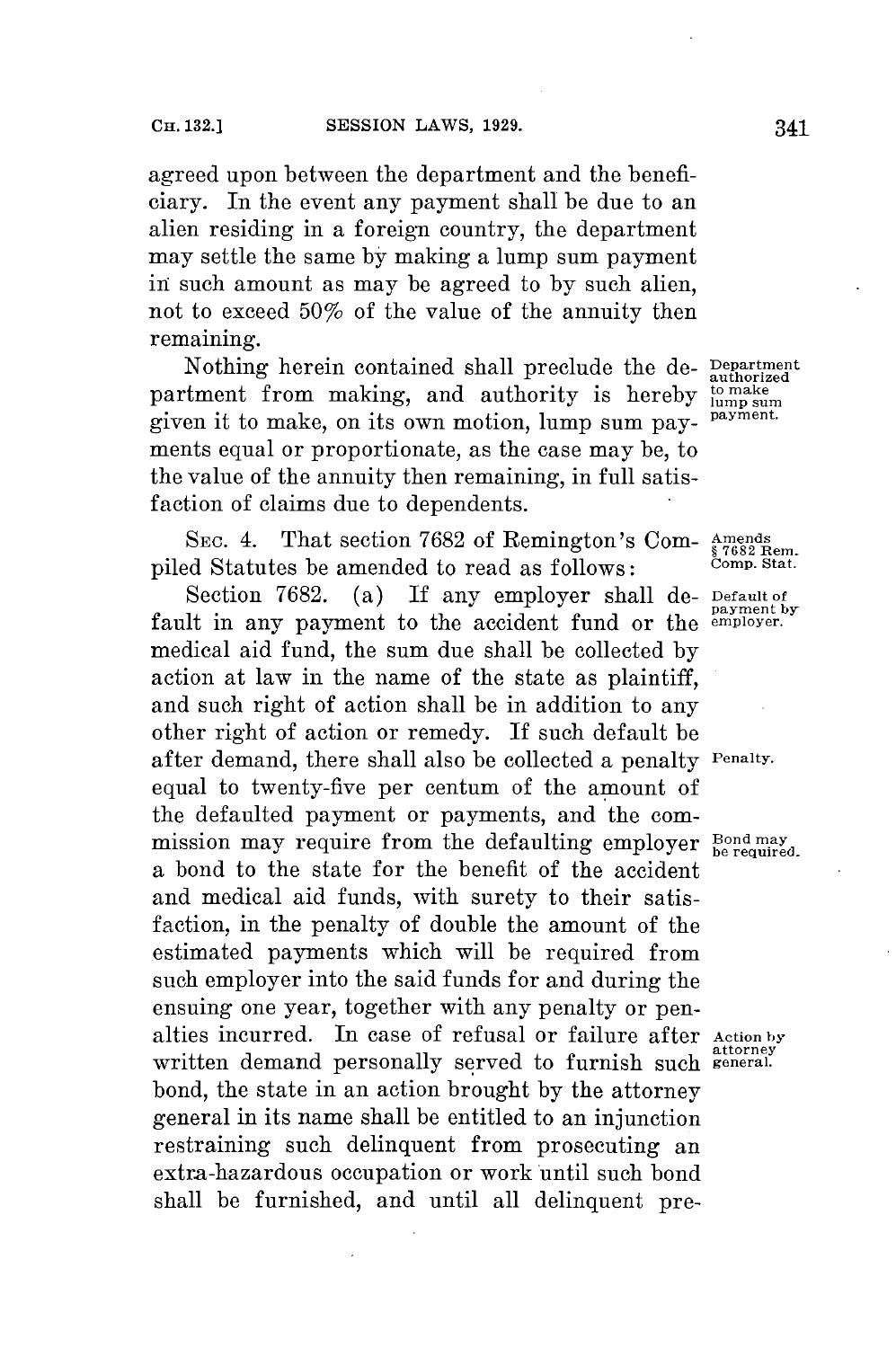agreed upon between the department and the beneficiary. In the event any payment shall be due to an alien residing in a foreign country, the department may settle the same by making a lump sum payment in such amount as may be agreed to by such alien, not to exceed 50% of the value of the annuity then remaining.

Nothing herein contained shall preclude the department from making, and authority is hereby given it to make, on its own motion, lump sum payments equal or proportionate, as the case may be, to the value of the annuity then remaining, in full satisfaction of claims due to dependents. *Department authorized to make lump sum payment.*

SEC. 4. That section 7682 of Remington's Compiled Statutes be amended to read as follows: *Amends § 7682 Rem. Comp. Stat.*

Section 7682. (a) If any employer shall default in any payment to the accident fund or the medical aid fund, the sum due shall be collected by action at law in the name of the state as plaintiff, and such right of action shall be in addition to any other right of action or remedy. If such default be after demand, there shall also be collected a penalty equal to twenty-five per centum of the amount of the defaulted payment or payments, and the commission may require from the defaulting employer a bond to the state for the benefit of the accident and medical aid funds, with surety to their satisfaction, in the penalty of double the amount of the estimated payments which will be required from such employer into the said funds for and during the ensuing one year, together with any penalty or penalties incurred. In case of refusal or failure after written demand personally served to furnish such bond, the state in an action brought by the attorney general in its name shall be entitled to an injunction restraining such delinquent from prosecuting an extra-hazardous occupation or work until such bond shall be furnished, and until all delinquent pre- *Default of payment by employer.* *Penalty.* *Bond may be required.* *Action by attorney general.*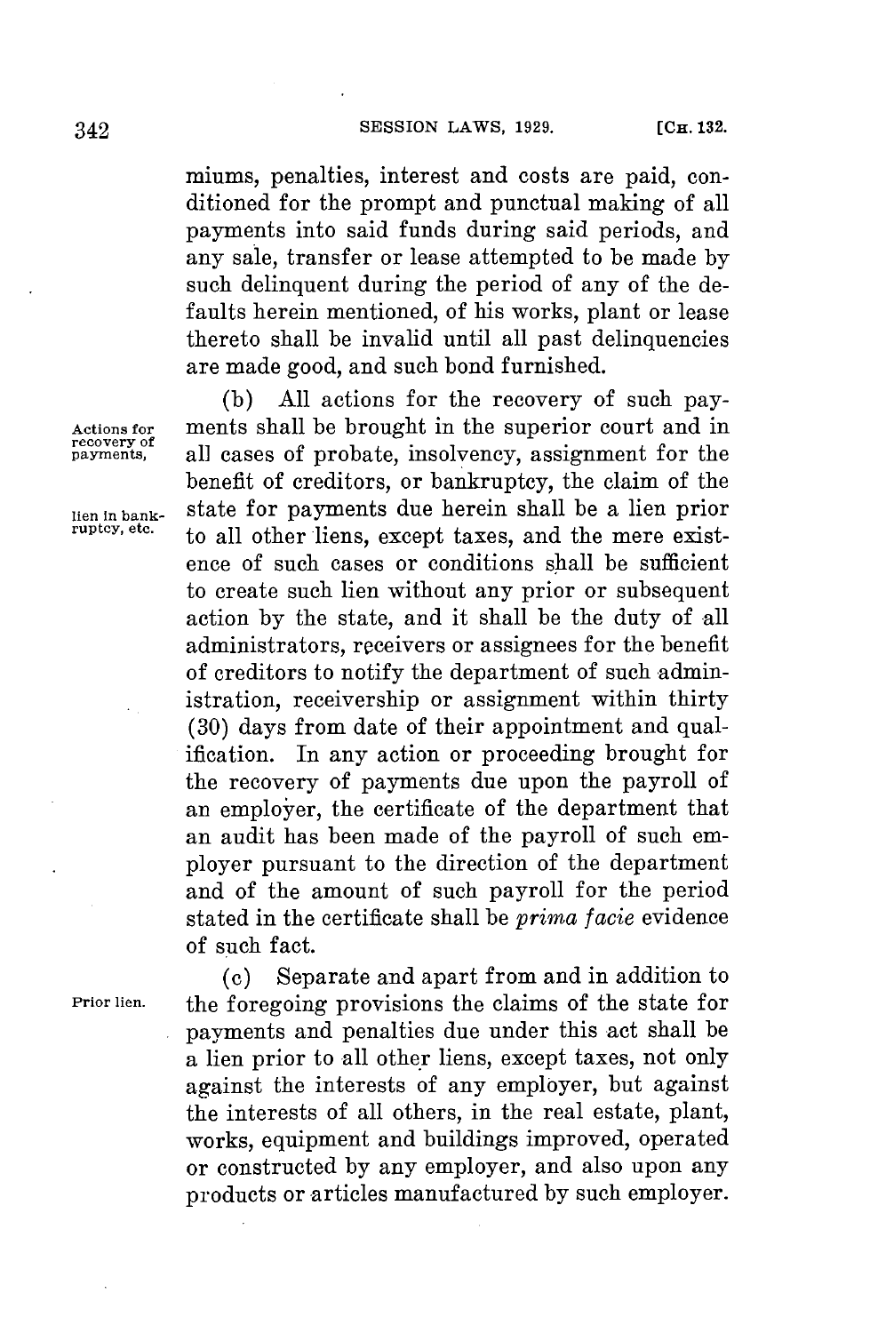miums, penalties, interest and costs are paid, conditioned for the prompt and punctual making of all payments into said funds during said periods, and any sale, transfer or lease attempted to be made by such delinquent during the period of any of the defaults herein mentioned, of his works, plant or lease thereto shall be invalid until all past delinquencies are made good, and such bond furnished.

Actions for recovery of payments,

(b) All actions for the recovery of such payments shall be brought in the superior court and in all cases of probate, insolvency, assignment for the benefit of creditors, or bankruptcy, the claim of the state for payments due herein shall be a lien prior to all other liens, except taxes, and the mere existence of such cases or conditions shall be sufficient to create such lien without any prior or subsequent action by the state, and it shall be the duty of all administrators, receivers or assignees for the benefit of creditors to notify the department of such administration, receivership or assignment within thirty (30) days from date of their appointment and qualification. In any action or proceeding brought for the recovery of payments due upon the payroll of an employer, the certificate of the department that an audit has been made of the payroll of such employer pursuant to the direction of the department and of the amount of such payroll for the period stated in the certificate shall be *prima facie* evidence of such fact.

lien in bankruptcy, etc.

Prior lien.

(c) Separate and apart from and in addition to the foregoing provisions the claims of the state for payments and penalties due under this act shall be a lien prior to all other liens, except taxes, not only against the interests of any employer, but against the interests of all others, in the real estate, plant, works, equipment and buildings improved, operated or constructed by any employer, and also upon any products or articles manufactured by such employer.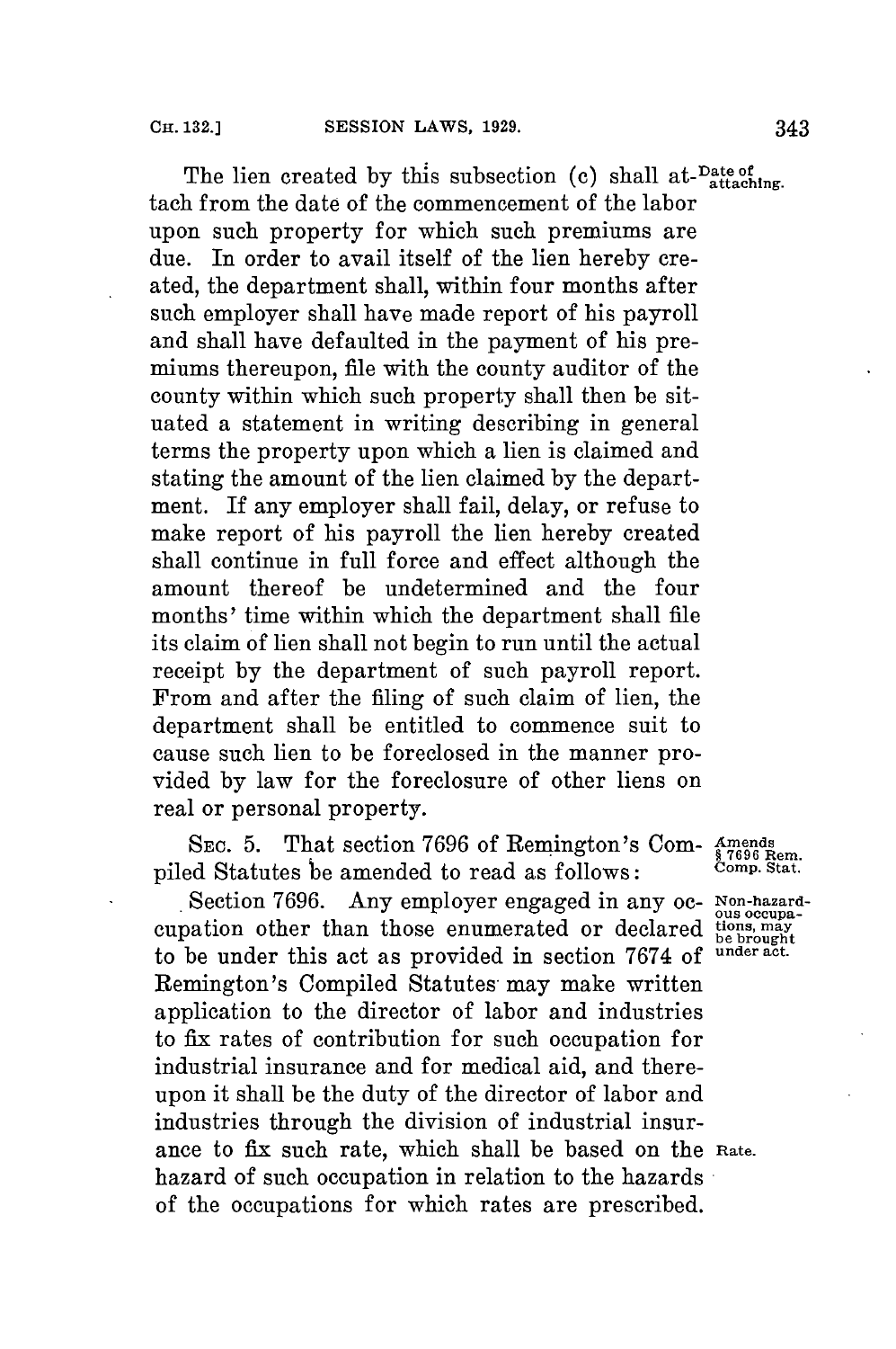The lien created by this subsection (c) shall attach from the date of the commencement of the labor upon such property for which such premiums are due. In order to avail itself of the lien hereby created, the department shall, within four months after such employer shall have made report of his payroll and shall have defaulted in the payment of his premiums thereupon, file with the county auditor of the county within which such property shall then be situated a statement in writing describing in general terms the property upon which a lien is claimed and stating the amount of the lien claimed by the department. If any employer shall fail, delay, or refuse to make report of his payroll the lien hereby created shall continue in full force and effect although the amount thereof be undetermined and the four months' time within which the department shall file its claim of lien shall not begin to run until the actual receipt by the department of such payroll report. From and after the filing of such claim of lien, the department shall be entitled to commence suit to cause such lien to be foreclosed in the manner provided by law for the foreclosure of other liens on real or personal property.

*Date of attaching.*

SEC. 5. That section 7696 of Remington's Compiled Statutes be amended to read as follows:

*Amends § 7696 Rem. Comp. Stat.*

Section 7696. Any employer engaged in any occupation other than those enumerated or declared to be under this act as provided in section 7674 of Remington's Compiled Statutes may make written application to the director of labor and industries to fix rates of contribution for such occupation for industrial insurance and for medical aid, and thereupon it shall be the duty of the director of labor and industries through the division of industrial insurance to fix such rate, which shall be based on the hazard of such occupation in relation to the hazards of the occupations for which rates are prescribed.

*Non-hazardous occupations, may be brought under act.*

*Rate.*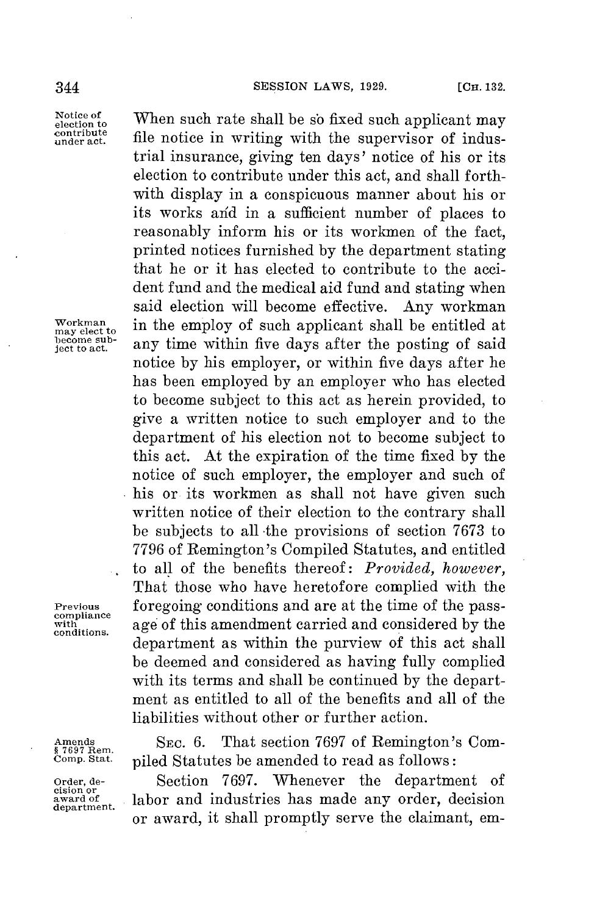When such rate shall be so fixed such applicant may file notice in writing with the supervisor of industrial insurance, giving ten days' notice of his or its election to contribute under this act, and shall forthwith display in a conspicuous manner about his or its works and in a sufficient number of places to reasonably inform his or its workmen of the fact, printed notices furnished by the department stating that he or it has elected to contribute to the accident fund and the medical aid fund and stating when said election will become effective. Any workman in the employ of such applicant shall be entitled at any time within five days after the posting of said notice by his employer, or within five days after he has been employed by an employer who has elected to become subject to this act as herein provided, to give a written notice to such employer and to the department of his election not to become subject to this act. At the expiration of the time fixed by the notice of such employer, the employer and such of his or its workmen as shall not have given such written notice of their election to the contrary shall be subjects to all the provisions of section 7673 to 7796 of Remington's Compiled Statutes, and entitled to all of the benefits thereof: *Provided, however,* That those who have heretofore complied with the foregoing conditions and are at the time of the passage of this amendment carried and considered by the department as within the purview of this act shall be deemed and considered as having fully complied with its terms and shall be continued by the department as entitled to all of the benefits and all of the liabilities without other or further action.

SEC. 6. That section 7697 of Remington's Compiled Statutes be amended to read as follows:

Section 7697. Whenever the department of labor and industries has made any order, decision or award, it shall promptly serve the claimant, em-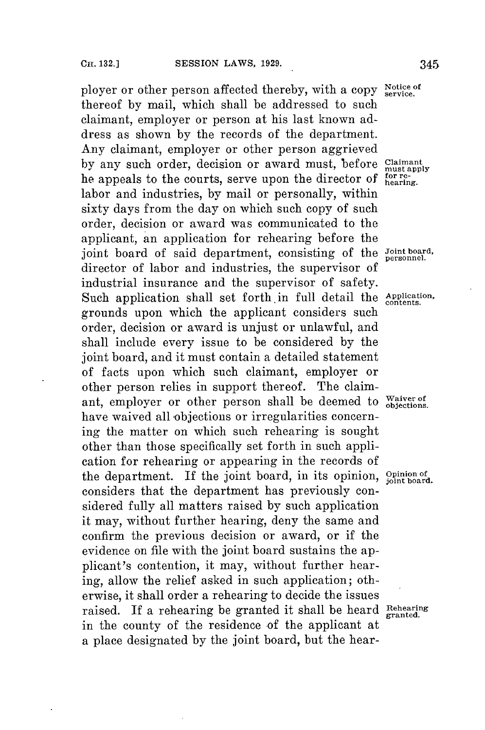ployer or other person affected thereby, with a copy thereof by mail, which shall be addressed to such claimant, employer or person at his last known address as shown by the records of the department. Any claimant, employer or other person aggrieved by any such order, decision or award must, before he appeals to the courts, serve upon the director of labor and industries, by mail or personally, within sixty days from the day on which such copy of such order, decision or award was communicated to the applicant, an application for rehearing before the joint board of said department, consisting of the director of labor and industries, the supervisor of industrial insurance and the supervisor of safety. Such application shall set forth in full detail the grounds upon which the applicant considers such order, decision or award is unjust or unlawful, and shall include every issue to be considered by the joint board, and it must contain a detailed statement of facts upon which such claimant, employer or other person relies in support thereof. The claimant, employer or other person shall be deemed to have waived all objections or irregularities concerning the matter on which such rehearing is sought other than those specifically set forth in such application for rehearing or appearing in the records of the department. If the joint board, in its opinion, considers that the department has previously considered fully all matters raised by such application it may, without further hearing, deny the same and confirm the previous decision or award, or if the evidence on file with the joint board sustains the applicant's contention, it may, without further hearing, allow the relief asked in such application; otherwise, it shall order a rehearing to decide the issues raised. If a rehearing be granted it shall be heard in the county of the residence of the applicant at a place designated by the joint board, but the hear-

Notice of service.

Claimant must apply for rehearing.

Joint board, personnel.

Application, contents.

Waiver of objections.

Opinion of joint board.

Rehearing granted.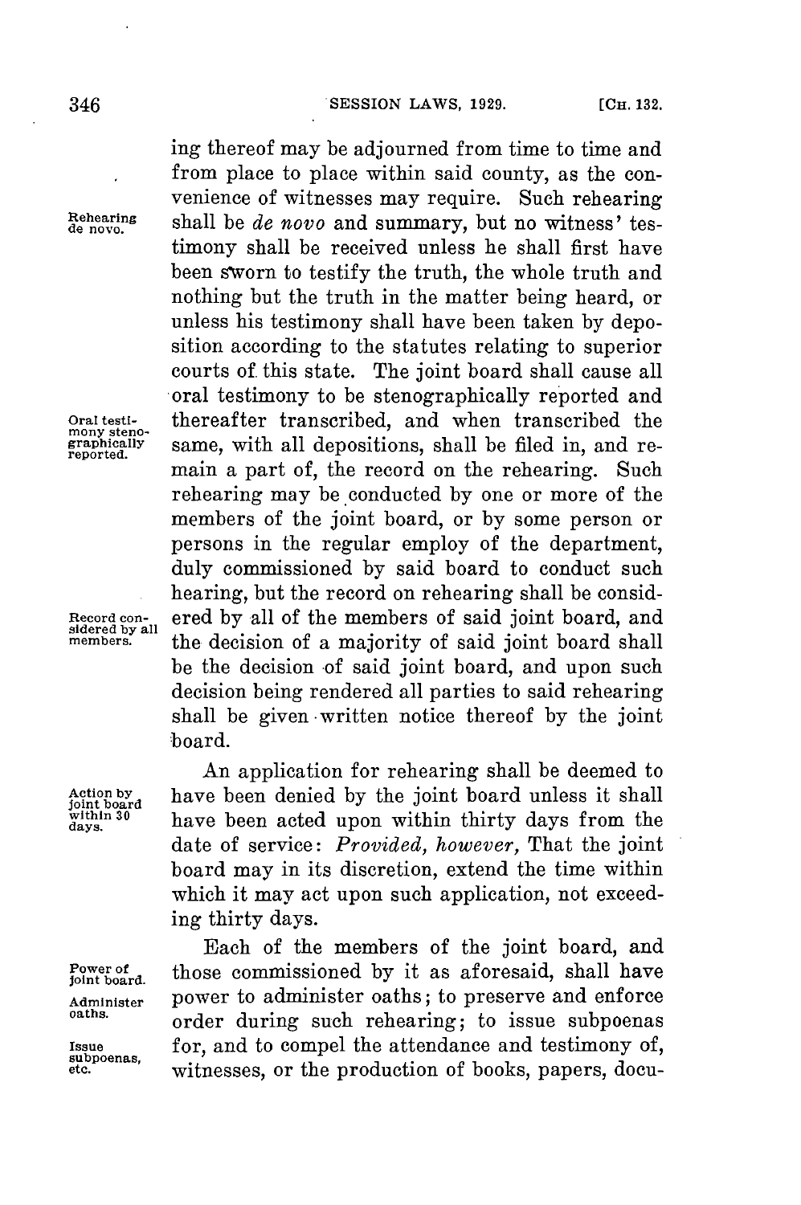ing thereof may be adjourned from time to time and from place to place within said county, as the convenience of witnesses may require. Such rehearing shall be *de novo* and summary, but no witness' testimony shall be received unless he shall first have been sworn to testify the truth, the whole truth and nothing but the truth in the matter being heard, or unless his testimony shall have been taken by deposition according to the statutes relating to superior courts of this state. The joint board shall cause all oral testimony to be stenographically reported and thereafter transcribed, and when transcribed the same, with all depositions, shall be filed in, and remain a part of, the record on the rehearing. Such rehearing may be conducted by one or more of the members of the joint board, or by some person or persons in the regular employ of the department, duly commissioned by said board to conduct such hearing, but the record on rehearing shall be considered by all of the members of said joint board, and the decision of a majority of said joint board shall be the decision of said joint board, and upon such decision being rendered all parties to said rehearing shall be given written notice thereof by the joint board.

Rehearing de novo.

Oral testimony stenographically reported.

Record considered by all members.

An application for rehearing shall be deemed to have been denied by the joint board unless it shall have been acted upon within thirty days from the date of service: *Provided, however,* That the joint board may in its discretion, extend the time within which it may act upon such application, not exceeding thirty days.

Action by joint board within 30 days.

Each of the members of the joint board, and those commissioned by it as aforesaid, shall have power to administer oaths; to preserve and enforce order during such rehearing; to issue subpoenas for, and to compel the attendance and testimony of, witnesses, or the production of books, papers, docu-

Power of joint board.

Administer oaths.

Issue subpoenas, etc.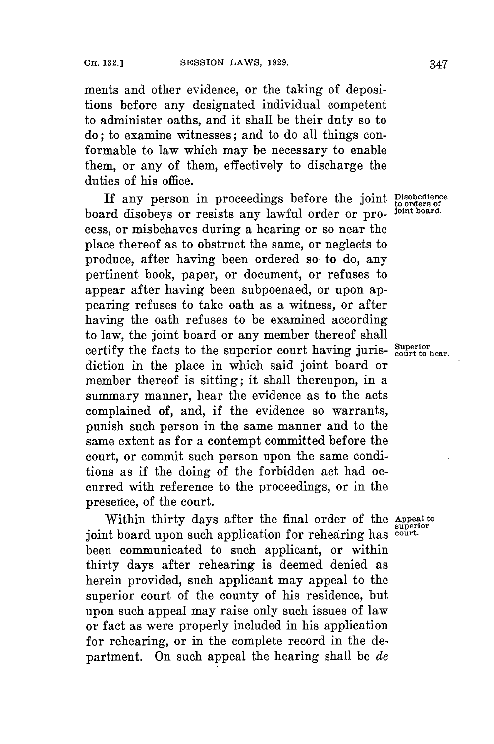ments and other evidence, or the taking of depositions before any designated individual competent to administer oaths, and it shall be their duty so to do; to examine witnesses; and to do all things conformable to law which may be necessary to enable them, or any of them, effectively to discharge the duties of his office.

Disobedience to orders of joint board.

If any person in proceedings before the joint board disobeys or resists any lawful order or process, or misbehaves during a hearing or so near the place thereof as to obstruct the same, or neglects to produce, after having been ordered so to do, any pertinent book, paper, or document, or refuses to appear after having been subpoenaed, or upon appearing refuses to take oath as a witness, or after having the oath refuses to be examined according to law, the joint board or any member thereof shall certify the facts to the superior court having jurisdiction in the place in which said joint board or member thereof is sitting; it shall thereupon, in a summary manner, hear the evidence as to the acts complained of, and, if the evidence so warrants, punish such person in the same manner and to the same extent as for a contempt committed before the court, or commit such person upon the same conditions as if the doing of the forbidden act had occurred with reference to the proceedings, or in the presence, of the court.

Superior court to hear.

Appeal to superior court.

Within thirty days after the final order of the joint board upon such application for rehearing has been communicated to such applicant, or within thirty days after rehearing is deemed denied as herein provided, such applicant may appeal to the superior court of the county of his residence, but upon such appeal may raise only such issues of law or fact as were properly included in his application for rehearing, or in the complete record in the department. On such appeal the hearing shall be *de*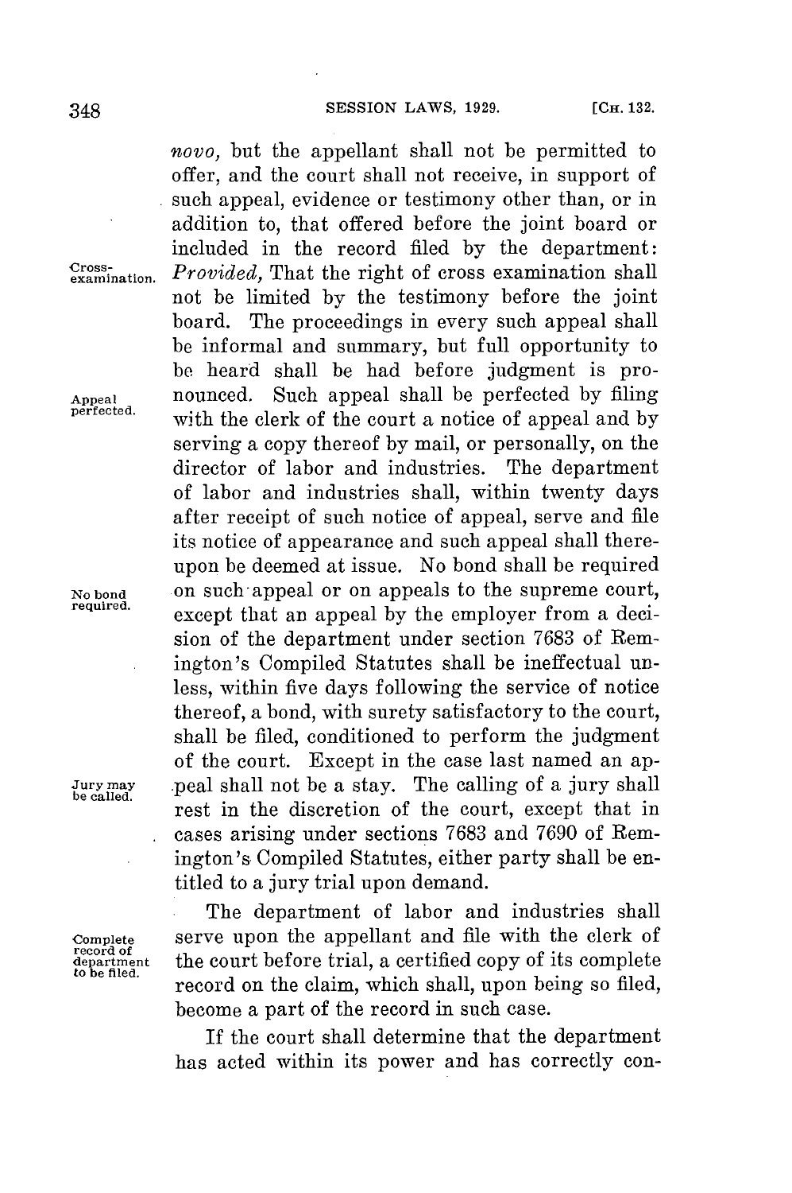*novo,* but the appellant shall not be permitted to offer, and the court shall not receive, in support of such appeal, evidence or testimony other than, or in addition to, that offered before the joint board or included in the record filed by the department: *Provided,* That the right of cross examination shall not be limited by the testimony before the joint board. The proceedings in every such appeal shall be informal and summary, but full opportunity to be heard shall be had before judgment is pronounced. Such appeal shall be perfected by filing with the clerk of the court a notice of appeal and by serving a copy thereof by mail, or personally, on the director of labor and industries. The department of labor and industries shall, within twenty days after receipt of such notice of appeal, serve and file its notice of appearance and such appeal shall thereupon be deemed at issue. No bond shall be required on such appeal or on appeals to the supreme court, except that an appeal by the employer from a decision of the department under section 7683 of Remington's Compiled Statutes shall be ineffectual unless, within five days following the service of notice thereof, a bond, with surety satisfactory to the court, shall be filed, conditioned to perform the judgment of the court. Except in the case last named an appeal shall not be a stay. The calling of a jury shall rest in the discretion of the court, except that in cases arising under sections 7683 and 7690 of Remington's Compiled Statutes, either party shall be entitled to a jury trial upon demand.

Cross-examination.

Appeal perfected.

No bond required.

Jury may be called.

The department of labor and industries shall serve upon the appellant and file with the clerk of the court before trial, a certified copy of its complete record on the claim, which shall, upon being so filed, become a part of the record in such case.

Complete record of department to be filed.

If the court shall determine that the department has acted within its power and has correctly con-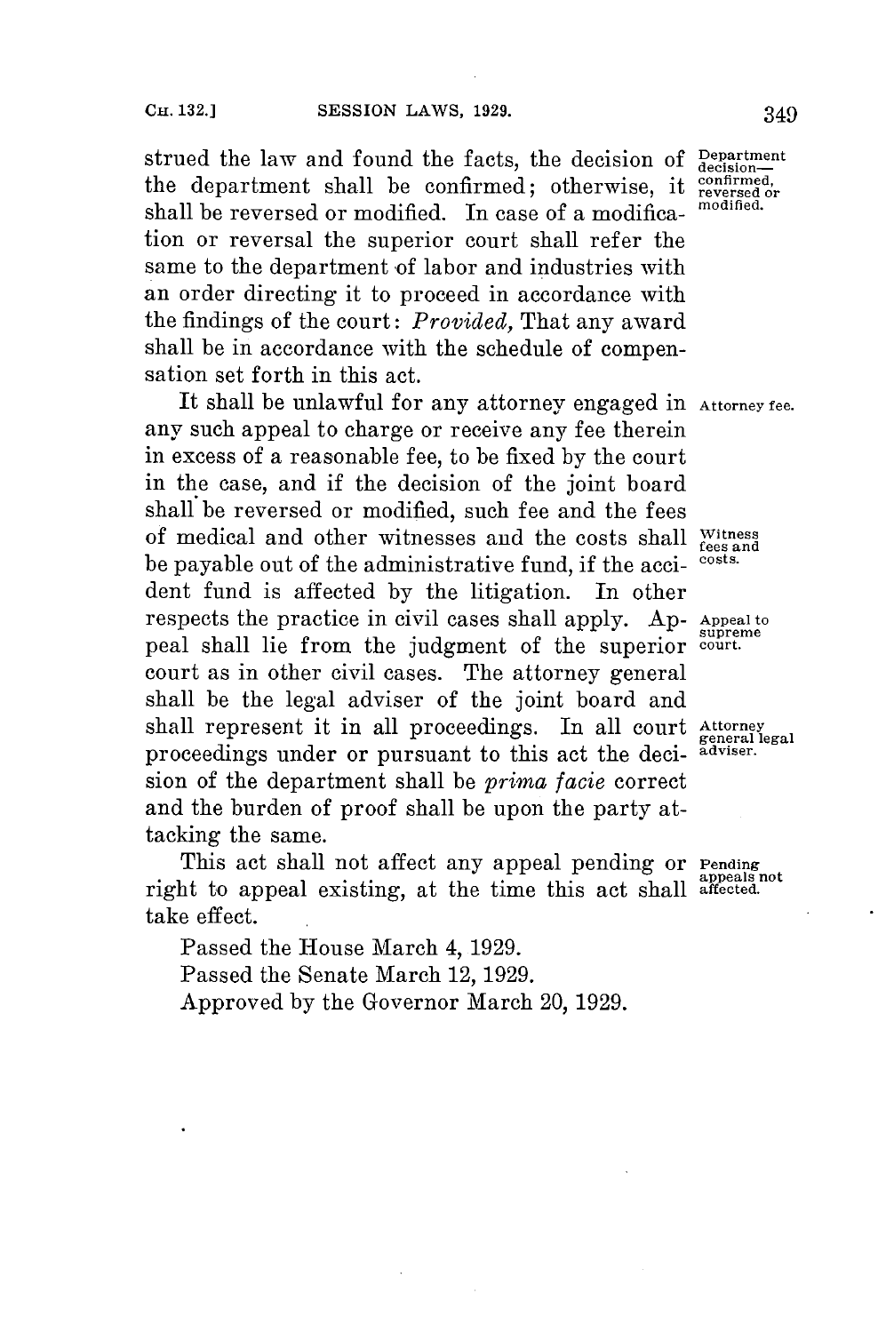strued the law and found the facts, the decision of the department shall be confirmed; otherwise, it shall be reversed or modified. In case of a modification or reversal the superior court shall refer the same to the department of labor and industries with an order directing it to proceed in accordance with the findings of the court: *Provided,* That any award shall be in accordance with the schedule of compensation set forth in this act.

Department decision—confirmed, reversed or modified.

It shall be unlawful for any attorney engaged in any such appeal to charge or receive any fee therein in excess of a reasonable fee, to be fixed by the court in the case, and if the decision of the joint board shall be reversed or modified, such fee and the fees of medical and other witnesses and the costs shall be payable out of the administrative fund, if the accident fund is affected by the litigation. In other respects the practice in civil cases shall apply. Appeal shall lie from the judgment of the superior court as in other civil cases. The attorney general shall be the legal adviser of the joint board and shall represent it in all proceedings. In all court proceedings under or pursuant to this act the decision of the department shall be *prima facie* correct and the burden of proof shall be upon the party attacking the same.

Attorney fee.

Witness fees and costs.

Appeal to supreme court.

Attorney general legal adviser.

This act shall not affect any appeal pending or right to appeal existing, at the time this act shall take effect.

Pending appeals not affected.

Passed the House March 4, 1929.

Passed the Senate March 12, 1929.

Approved by the Governor March 20, 1929.